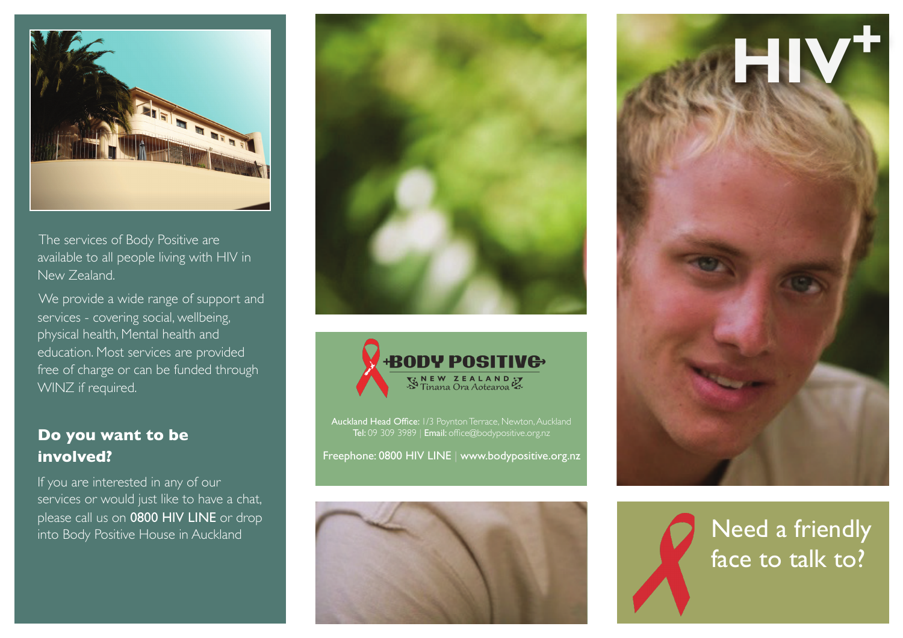The services of Body Positive are available to all people living with HIV in New Zealand.

We provide a wide range of support and services - covering social, wellbeing, physical health, Mental health and education. Most services are provided free of charge or can be funded through WINZ if required.

## Do you want to be involved?

If you are interested in any of our services or would just like to have a chat, please call us on **0800 HIV LINE** or drop into Body Positive House in Auckland

**BODY POSITIVE**
NEW ZEALAND
Tinana Ora Aotearoa

**Auckland Head Office:** 1/3 Poynton Terrace, Newton, Auckland
**Tel:** 09 309 3989 | **Email:** office@bodypositive.org.nz

Freephone: 0800 HIV LINE | www.bodypositive.org.nz

# HIV+

## Need a friendly face to talk to?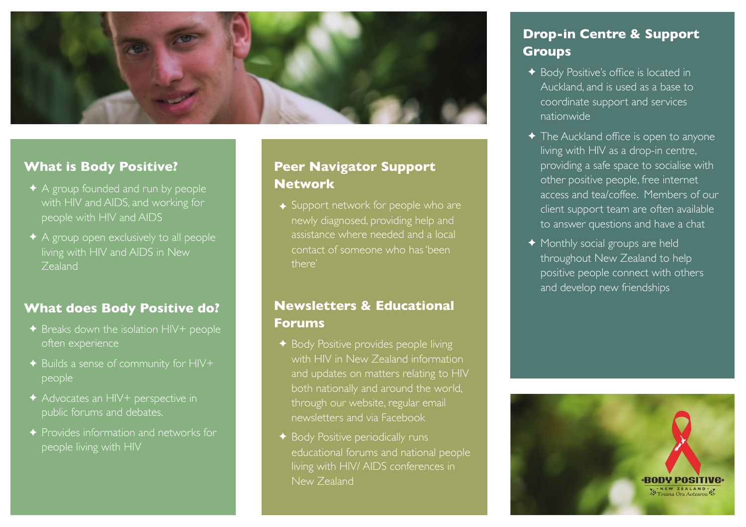## What is Body Positive?

- A group founded and run by people with HIV and AIDS, and working for people with HIV and AIDS
- A group open exclusively to all people living with HIV and AIDS in New Zealand

## What does Body Positive do?

- Breaks down the isolation HIV+ people often experience
- Builds a sense of community for HIV+ people
- Advocates an HIV+ perspective in public forums and debates.
- Provides information and networks for people living with HIV

## Peer Navigator Support Network

- Support network for people who are newly diagnosed, providing help and assistance where needed and a local contact of someone who has 'been there'

## Newsletters & Educational Forums

- Body Positive provides people living with HIV in New Zealand information and updates on matters relating to HIV both nationally and around the world, through our website, regular email newsletters and via Facebook
- Body Positive periodically runs educational forums and national people living with HIV/ AIDS conferences in New Zealand

## Drop-in Centre & Support Groups

- Body Positive's office is located in Auckland, and is used as a base to coordinate support and services nationwide
- The Auckland office is open to anyone living with HIV as a drop-in centre, providing a safe space to socialise with other positive people, free internet access and tea/coffee. Members of our client support team are often available to answer questions and have a chat
- Monthly social groups are held throughout New Zealand to help positive people connect with others and develop new friendships

BODY POSITIVE
NEW ZEALAND
Tinana Ora Aotearoa